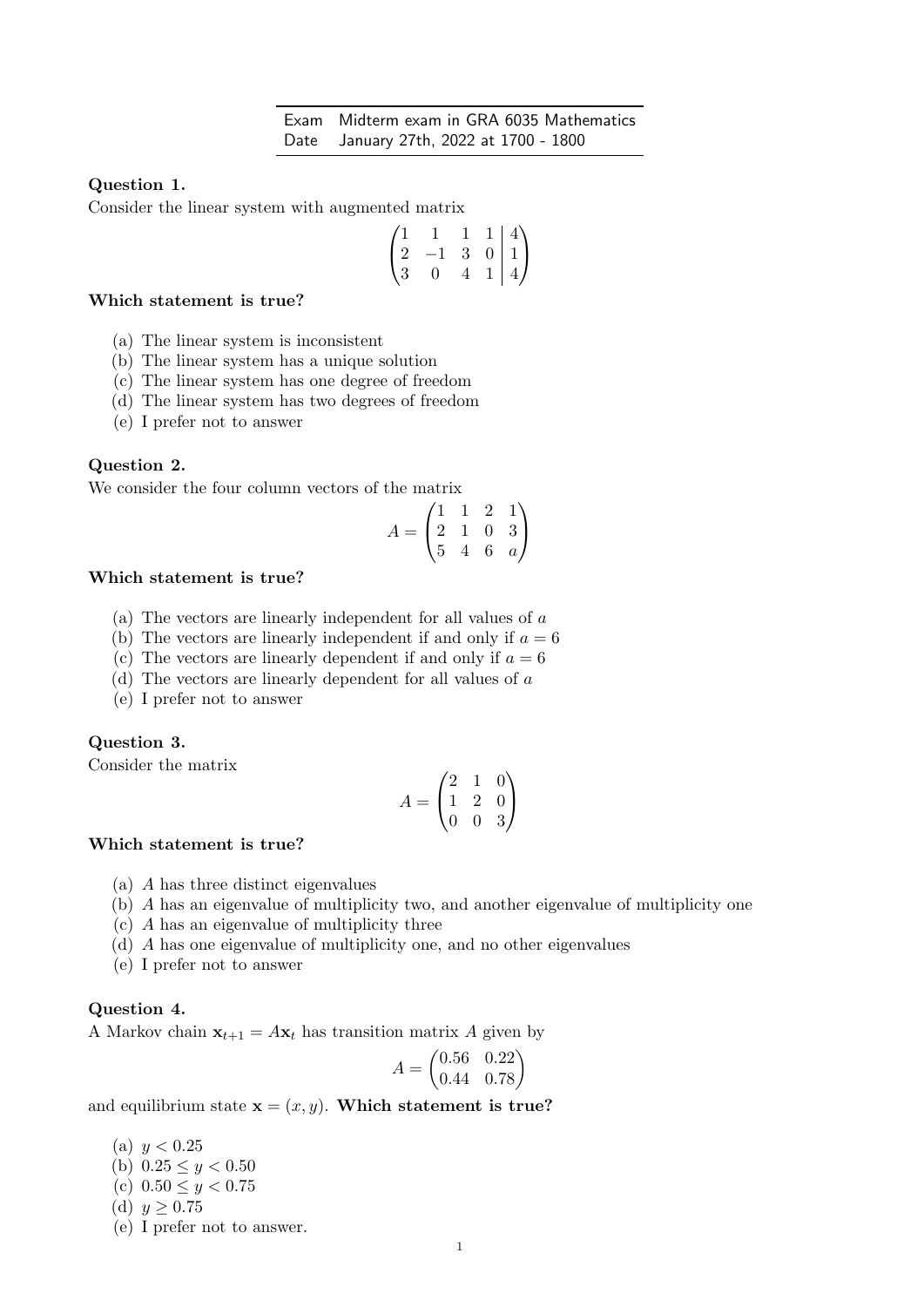| Exam | Midterm exam in GRA 6035 Mathematics |
| --- | --- |
| Date | January 27th, 2022 at 1700 - 1800 |

**Question 1.**
Consider the linear system with augmented matrix

$$\left(\begin{array}{cccc|c} 1 & 1 & 1 & 1 & 4 \\ 2 & -1 & 3 & 0 & 1 \\ 3 & 0 & 4 & 1 & 4 \end{array}\right)$$

**Which statement is true?**

(a) The linear system is inconsistent
(b) The linear system has a unique solution
(c) The linear system has one degree of freedom
(d) The linear system has two degrees of freedom
(e) I prefer not to answer

**Question 2.**
We consider the four column vectors of the matrix

$$A = \begin{pmatrix} 1 & 1 & 2 & 1 \\ 2 & 1 & 0 & 3 \\ 5 & 4 & 6 & a \end{pmatrix}$$

**Which statement is true?**

(a) The vectors are linearly independent for all values of $a$
(b) The vectors are linearly independent if and only if $a = 6$
(c) The vectors are linearly dependent if and only if $a = 6$
(d) The vectors are linearly dependent for all values of $a$
(e) I prefer not to answer

**Question 3.**
Consider the matrix

$$A = \begin{pmatrix} 2 & 1 & 0 \\ 1 & 2 & 0 \\ 0 & 0 & 3 \end{pmatrix}$$

**Which statement is true?**

(a) $A$ has three distinct eigenvalues
(b) $A$ has an eigenvalue of multiplicity two, and another eigenvalue of multiplicity one
(c) $A$ has an eigenvalue of multiplicity three
(d) $A$ has one eigenvalue of multiplicity one, and no other eigenvalues
(e) I prefer not to answer

**Question 4.**
A Markov chain $\mathbf{x}_{t+1} = A\mathbf{x}_t$ has transition matrix $A$ given by

$$A = \begin{pmatrix} 0.56 & 0.22 \\ 0.44 & 0.78 \end{pmatrix}$$

and equilibrium state $\mathbf{x} = (x, y)$. **Which statement is true?**

(a) $y < 0.25$
(b) $0.25 \leq y < 0.50$
(c) $0.50 \leq y < 0.75$
(d) $y \geq 0.75$
(e) I prefer not to answer.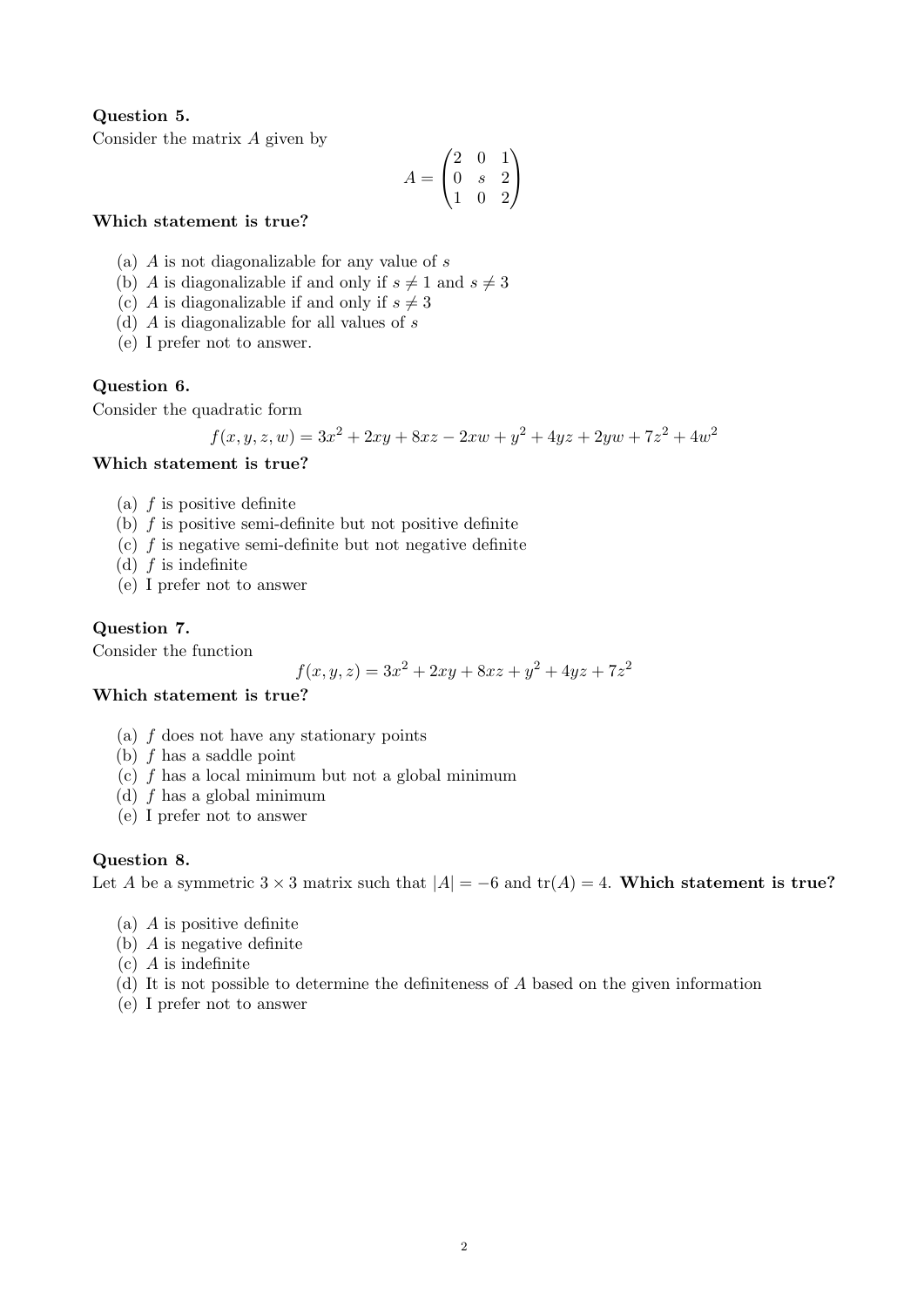**Question 5.**
Consider the matrix $A$ given by

$$A = \begin{pmatrix} 2 & 0 & 1 \\ 0 & s & 2 \\ 1 & 0 & 2 \end{pmatrix}$$

**Which statement is true?**

(a) $A$ is not diagonalizable for any value of $s$
(b) $A$ is diagonalizable if and only if $s \neq 1$ and $s \neq 3$
(c) $A$ is diagonalizable if and only if $s \neq 3$
(d) $A$ is diagonalizable for all values of $s$
(e) I prefer not to answer.

**Question 6.**
Consider the quadratic form

$$f(x, y, z, w) = 3x^2 + 2xy + 8xz - 2xw + y^2 + 4yz + 2yw + 7z^2 + 4w^2$$

**Which statement is true?**

(a) $f$ is positive definite
(b) $f$ is positive semi-definite but not positive definite
(c) $f$ is negative semi-definite but not negative definite
(d) $f$ is indefinite
(e) I prefer not to answer

**Question 7.**
Consider the function

$$f(x, y, z) = 3x^2 + 2xy + 8xz + y^2 + 4yz + 7z^2$$

**Which statement is true?**

(a) $f$ does not have any stationary points
(b) $f$ has a saddle point
(c) $f$ has a local minimum but not a global minimum
(d) $f$ has a global minimum
(e) I prefer not to answer

**Question 8.**
Let $A$ be a symmetric $3 \times 3$ matrix such that $|A| = -6$ and $\text{tr}(A) = 4$. **Which statement is true?**

(a) $A$ is positive definite
(b) $A$ is negative definite
(c) $A$ is indefinite
(d) It is not possible to determine the definiteness of $A$ based on the given information
(e) I prefer not to answer